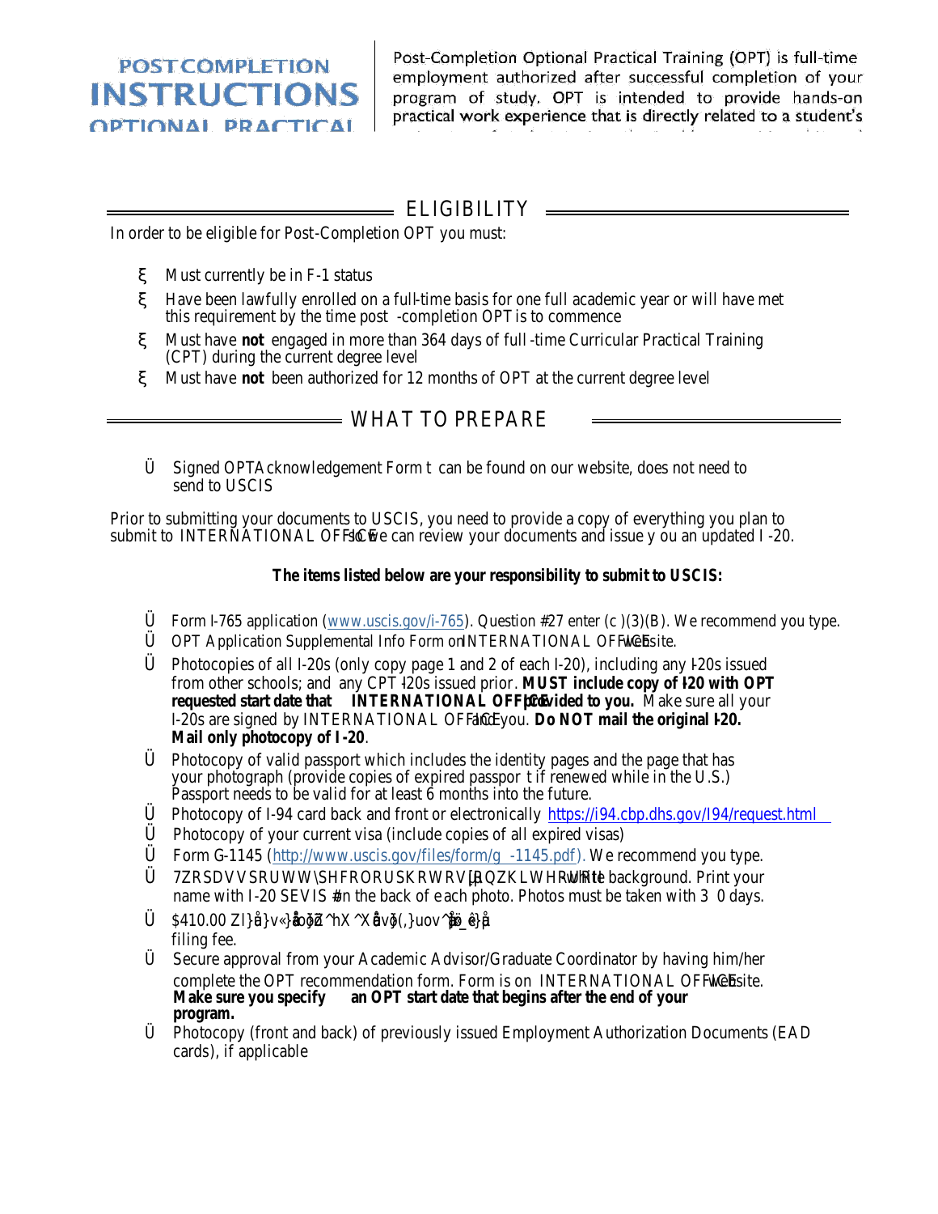# POST COMPLETION INSTRUCTIONS OPTIONAL PRACTICAL

Post-Completion Optional Practical Training (OPT) is full-time employment authorized after successful completion of your program of study. OPT is intended to provide hands-on practical work experience that is directly related to a student's

## ELIGIBILITY

In order to be eligible for Post-Completion OPT you must:

- Must currently be in F-1 status
- Have been lawfully enrolled on a full-time basis for one full academic year or will have met this requirement by the time post -completion OPT is to commence
- Must have **not** engaged in more than 364 days of full -time Curricular Practical Training (CPT) during the current degree level
- Must have **not** been authorized for 12 months of OPT at the current degree level

## WHAT TO PREPARE

- Signed OPT Acknowledgement Form t can be found on our website, does not need to send to USCIS

Prior to submitting your documents to USCIS, you need to provide a copy of everything you plan to submit to INTERNATIONAL OFFICE so we can review your documents and issue y ou an updated I -20.

**The items listed below are your responsibility to submit to USCIS:**

- Form I-765 application (www.uscis.gov/i-765). Question #27 enter (c )(3)(B). We recommend you type.
- OPT Application Supplemental Info Form on INTERNATIONAL OFFICE website.
- Photocopies of all I-20s (only copy page 1 and 2 of each I-20), including any I-20s issued from other schools; and any CPT I-20s issued prior. **MUST include copy of I-20 with OPT requested start date that INTERNATIONAL OFFICE provided to you.** Make sure all your I-20s are signed by INTERNATIONAL OFFICE and you. **Do NOT mail the original I-20. Mail only photocopy of I -20**.
- Photocopy of valid passport which includes the identity pages and the page that has your photograph (provide copies of expired passpor t if renewed while in the U.S.) Passport needs to be valid for at least 6 months into the future.
- Photocopy of I-94 card back and front or electronically https://i94.cbp.dhs.gov/I94/request.html
- Photocopy of your current visa (include copies of all expired visas)
- Form G-1145 (http://www.uscis.gov/files/form/g -1145.pdf). We recommend you type.
- Two passport photos with white background. Print your name with I-20 SEVIS # on the back of each photo. Photos must be taken with 3 0 days.
- $410.00 filing fee.
- Secure approval from your Academic Advisor/Graduate Coordinator by having him/her complete the OPT recommendation form. Form is on INTERNATIONAL OFFICE website. **Make sure you specify an OPT start date that begins after the end of your program.**
- Photocopy (front and back) of previously issued Employment Authorization Documents (EAD cards), if applicable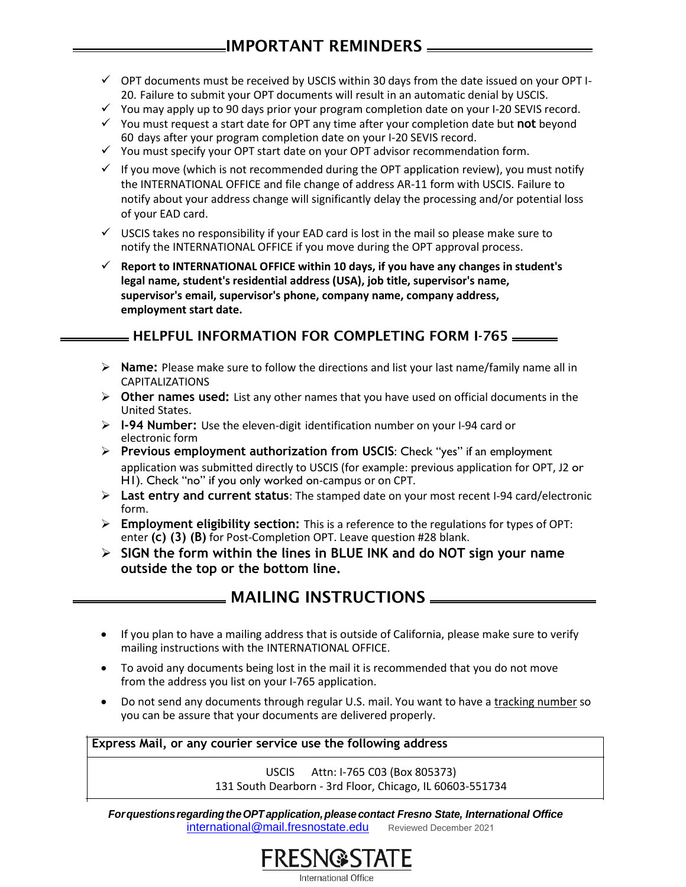## IMPORTANT REMINDERS

- ✓ OPT documents must be received by USCIS within 30 days from the date issued on your OPT I-20. Failure to submit your OPT documents will result in an automatic denial by USCIS.
- ✓ You may apply up to 90 days prior your program completion date on your I-20 SEVIS record.
- ✓ You must request a start date for OPT any time after your completion date but **not** beyond 60 days after your program completion date on your I-20 SEVIS record.
- ✓ You must specify your OPT start date on your OPT advisor recommendation form.
- ✓ If you move (which is not recommended during the OPT application review), you must notify the INTERNATIONAL OFFICE and file change of address AR-11 form with USCIS. Failure to notify about your address change will significantly delay the processing and/or potential loss of your EAD card.
- ✓ USCIS takes no responsibility if your EAD card is lost in the mail so please make sure to notify the INTERNATIONAL OFFICE if you move during the OPT approval process.
- ✓ **Report to INTERNATIONAL OFFICE within 10 days, if you have any changes in student's legal name, student's residential address (USA), job title, supervisor's name, supervisor's email, supervisor's phone, company name, company address, employment start date.**

## HELPFUL INFORMATION FOR COMPLETING FORM I-765

- **Name:** Please make sure to follow the directions and list your last name/family name all in CAPITALIZATIONS
- **Other names used:** List any other names that you have used on official documents in the United States.
- **I-94 Number:** Use the eleven-digit identification number on your I-94 card or electronic form
- **Previous employment authorization from USCIS**: Check "yes" if an employment application was submitted directly to USCIS (for example: previous application for OPT, J2 or H1). Check "no" if you only worked on-campus or on CPT.
- **Last entry and current status**: The stamped date on your most recent I-94 card/electronic form.
- **Employment eligibility section:** This is a reference to the regulations for types of OPT: enter **(c) (3) (B)** for Post-Completion OPT. Leave question #28 blank.
- **SIGN the form within the lines in BLUE INK and do NOT sign your name outside the top or the bottom line.**

## MAILING INSTRUCTIONS

- If you plan to have a mailing address that is outside of California, please make sure to verify mailing instructions with the INTERNATIONAL OFFICE.
- To avoid any documents being lost in the mail it is recommended that you do not move from the address you list on your I-765 application.
- Do not send any documents through regular U.S. mail. You want to have a tracking number so you can be assure that your documents are delivered properly.

| **Express Mail, or any courier service use the following address** |
|---|
| USCIS Attn: I-765 C03 (Box 805373)<br>131 South Dearborn - 3rd Floor, Chicago, IL 60603-551734 |

***For questions regarding the OPT application, please contact Fresno State, International Office***
international@mail.fresnostate.edu Reviewed December 2021

FRESNO STATE
International Office